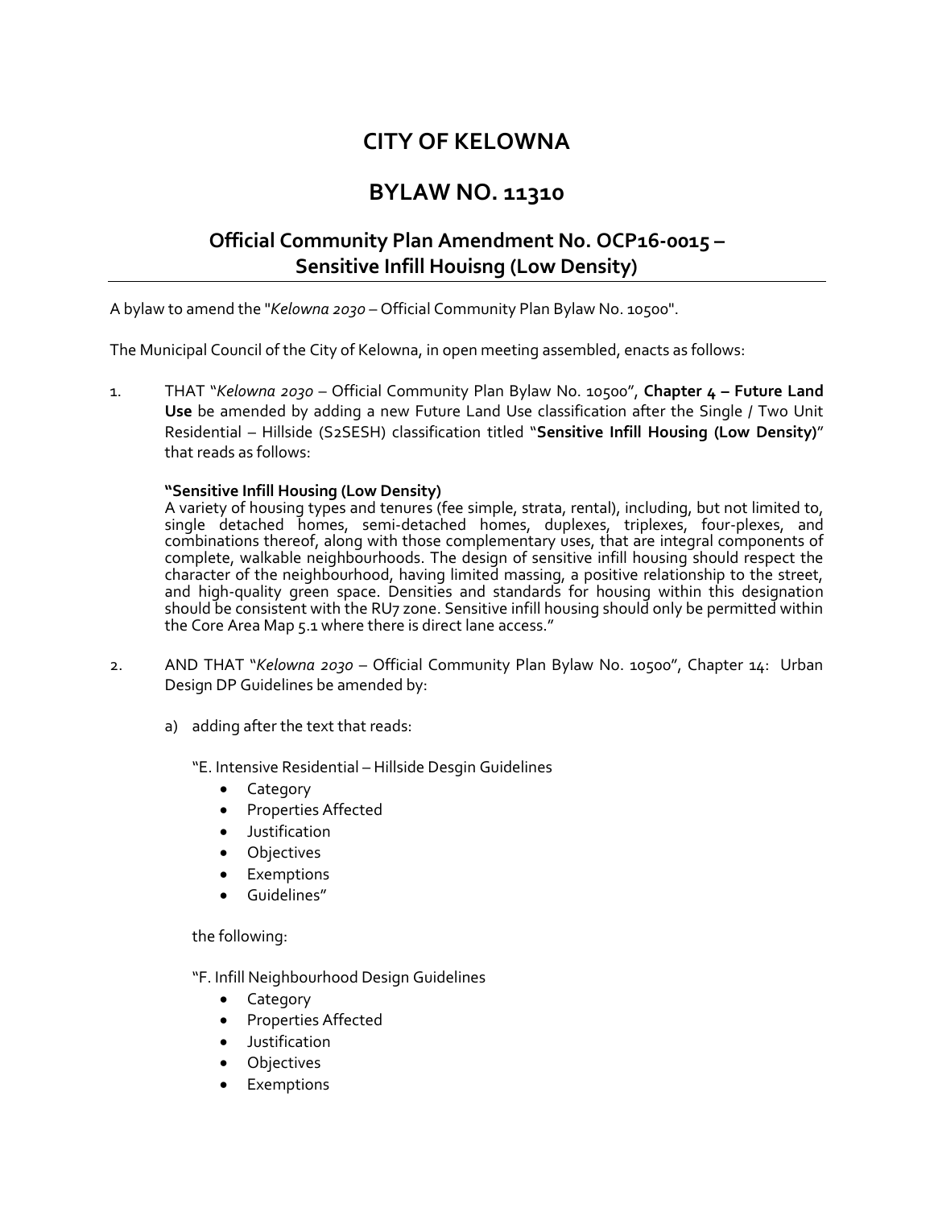# CITY OF KELOWNA

# BYLAW NO. 11310

## Official Community Plan Amendment No. OCP16-0015 – Sensitive Infill Houisng (Low Density)

A bylaw to amend the "*Kelowna 2030* – Official Community Plan Bylaw No. 10500".

The Municipal Council of the City of Kelowna, in open meeting assembled, enacts as follows:

1. THAT "*Kelowna 2030* – Official Community Plan Bylaw No. 10500", **Chapter 4 – Future Land Use** be amended by adding a new Future Land Use classification after the Single / Two Unit Residential – Hillside (S2SESH) classification titled "**Sensitive Infill Housing (Low Density)**" that reads as follows:

   **"Sensitive Infill Housing (Low Density)**
   A variety of housing types and tenures (fee simple, strata, rental), including, but not limited to, single detached homes, semi-detached homes, duplexes, triplexes, four-plexes, and combinations thereof, along with those complementary uses, that are integral components of complete, walkable neighbourhoods. The design of sensitive infill housing should respect the character of the neighbourhood, having limited massing, a positive relationship to the street, and high-quality green space. Densities and standards for housing within this designation should be consistent with the RU7 zone. Sensitive infill housing should only be permitted within the Core Area Map 5.1 where there is direct lane access."

2. AND THAT "*Kelowna 2030* – Official Community Plan Bylaw No. 10500", Chapter 14: Urban Design DP Guidelines be amended by:

   a) adding after the text that reads:

      "E. Intensive Residential – Hillside Desgin Guidelines
      - Category
      - Properties Affected
      - Justification
      - Objectives
      - Exemptions
      - Guidelines"

      the following:

      "F. Infill Neighbourhood Design Guidelines
      - Category
      - Properties Affected
      - Justification
      - Objectives
      - Exemptions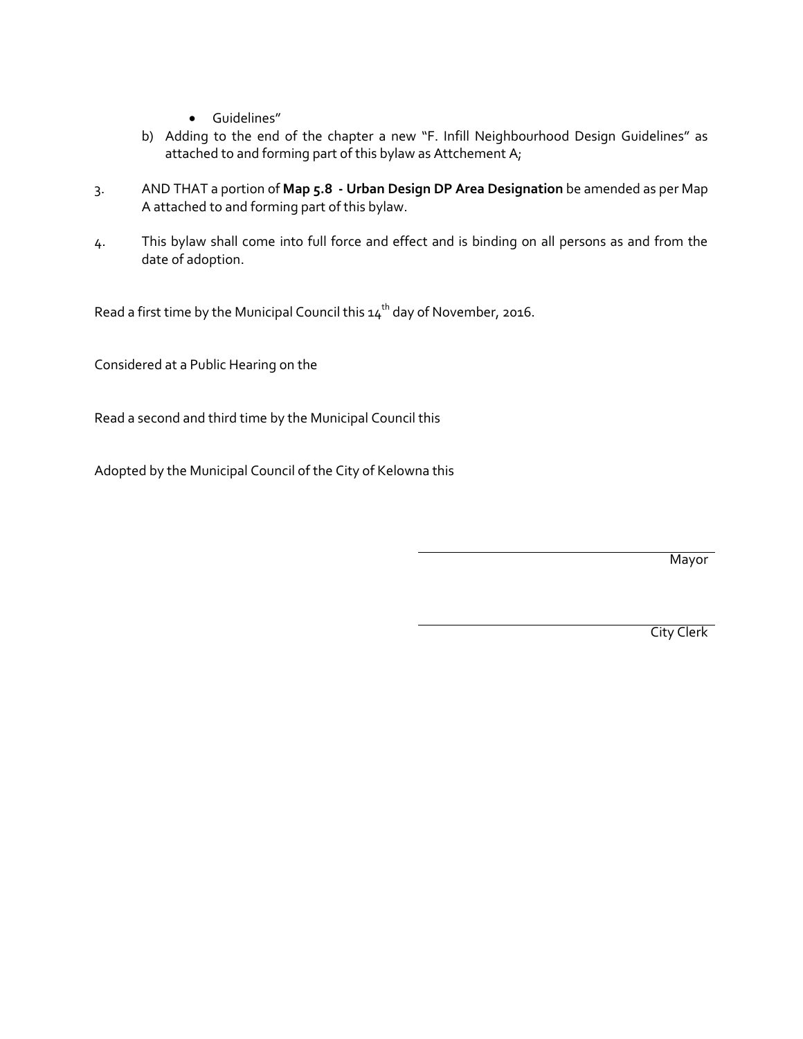- Guidelines"

b) Adding to the end of the chapter a new "F. Infill Neighbourhood Design Guidelines" as attached to and forming part of this bylaw as Attchement A;

3. AND THAT a portion of **Map 5.8 - Urban Design DP Area Designation** be amended as per Map A attached to and forming part of this bylaw.

4. This bylaw shall come into full force and effect and is binding on all persons as and from the date of adoption.

Read a first time by the Municipal Council this 14th day of November, 2016.

Considered at a Public Hearing on the

Read a second and third time by the Municipal Council this

Adopted by the Municipal Council of the City of Kelowna this

Mayor

City Clerk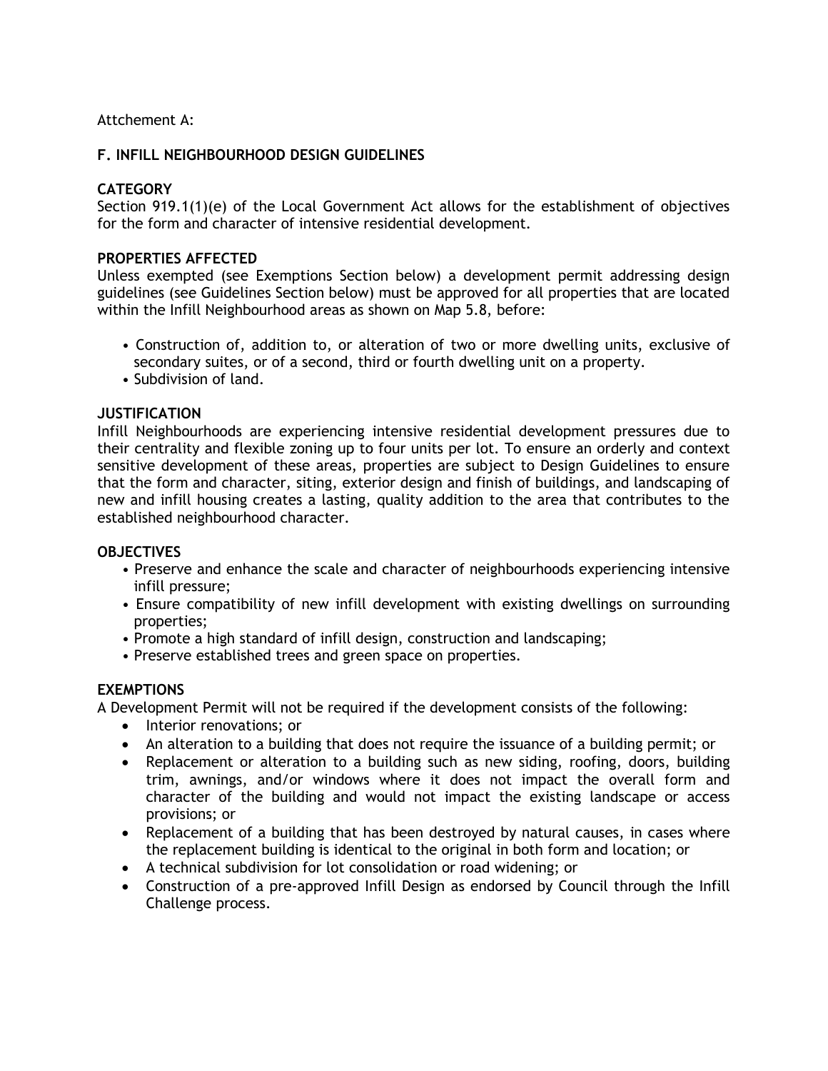Attchement A:

## F. INFILL NEIGHBOURHOOD DESIGN GUIDELINES

### CATEGORY

Section 919.1(1)(e) of the Local Government Act allows for the establishment of objectives for the form and character of intensive residential development.

### PROPERTIES AFFECTED

Unless exempted (see Exemptions Section below) a development permit addressing design guidelines (see Guidelines Section below) must be approved for all properties that are located within the Infill Neighbourhood areas as shown on Map 5.8, before:

- Construction of, addition to, or alteration of two or more dwelling units, exclusive of secondary suites, or of a second, third or fourth dwelling unit on a property.
- Subdivision of land.

### JUSTIFICATION

Infill Neighbourhoods are experiencing intensive residential development pressures due to their centrality and flexible zoning up to four units per lot. To ensure an orderly and context sensitive development of these areas, properties are subject to Design Guidelines to ensure that the form and character, siting, exterior design and finish of buildings, and landscaping of new and infill housing creates a lasting, quality addition to the area that contributes to the established neighbourhood character.

### OBJECTIVES

- Preserve and enhance the scale and character of neighbourhoods experiencing intensive infill pressure;
- Ensure compatibility of new infill development with existing dwellings on surrounding properties;
- Promote a high standard of infill design, construction and landscaping;
- Preserve established trees and green space on properties.

### EXEMPTIONS

A Development Permit will not be required if the development consists of the following:

- Interior renovations; or
- An alteration to a building that does not require the issuance of a building permit; or
- Replacement or alteration to a building such as new siding, roofing, doors, building trim, awnings, and/or windows where it does not impact the overall form and character of the building and would not impact the existing landscape or access provisions; or
- Replacement of a building that has been destroyed by natural causes, in cases where the replacement building is identical to the original in both form and location; or
- A technical subdivision for lot consolidation or road widening; or
- Construction of a pre-approved Infill Design as endorsed by Council through the Infill Challenge process.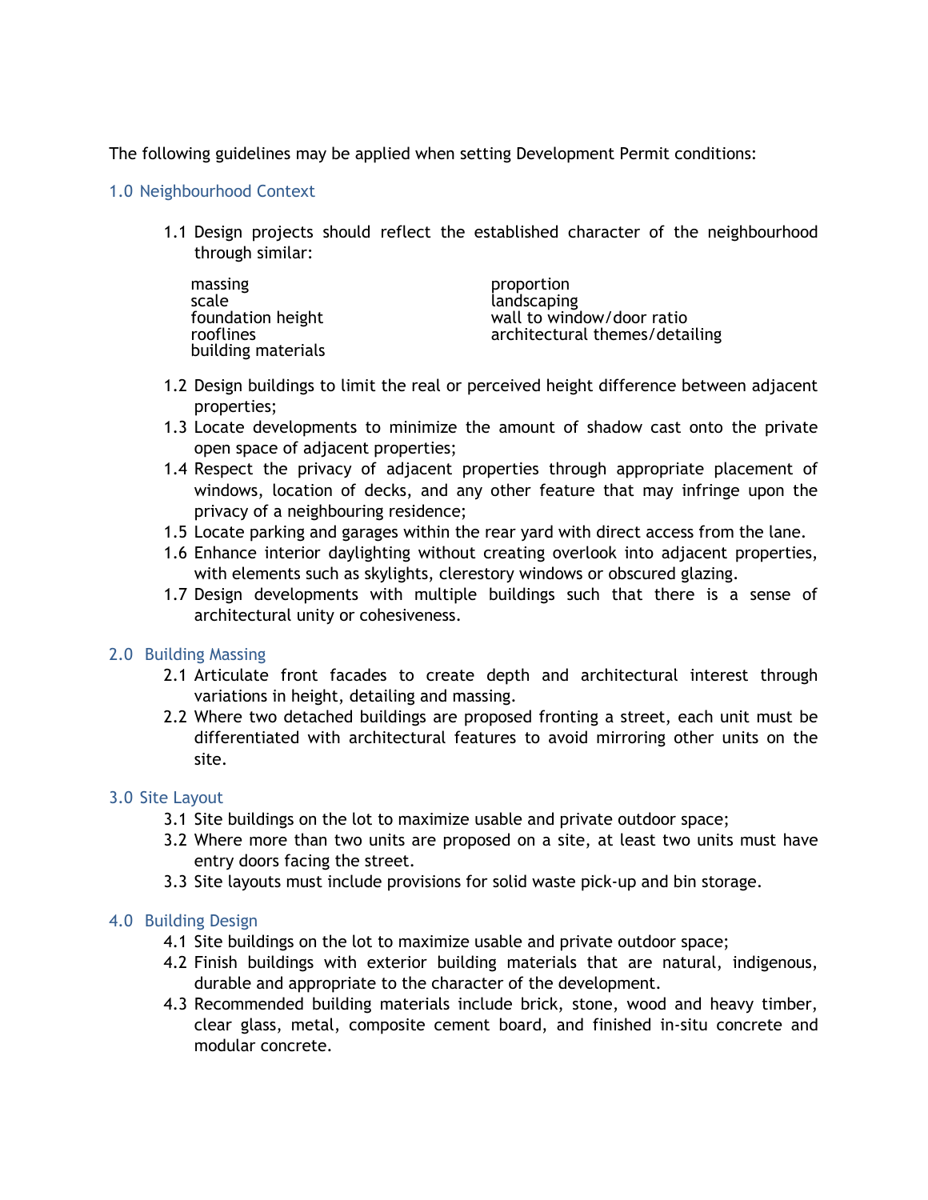The following guidelines may be applied when setting Development Permit conditions:

## 1.0 Neighbourhood Context

1.1 Design projects should reflect the established character of the neighbourhood through similar:

- massing
- scale
- foundation height
- rooflines
- building materials
- proportion
- landscaping
- wall to window/door ratio
- architectural themes/detailing

1.2 Design buildings to limit the real or perceived height difference between adjacent properties;

1.3 Locate developments to minimize the amount of shadow cast onto the private open space of adjacent properties;

1.4 Respect the privacy of adjacent properties through appropriate placement of windows, location of decks, and any other feature that may infringe upon the privacy of a neighbouring residence;

1.5 Locate parking and garages within the rear yard with direct access from the lane.

1.6 Enhance interior daylighting without creating overlook into adjacent properties, with elements such as skylights, clerestory windows or obscured glazing.

1.7 Design developments with multiple buildings such that there is a sense of architectural unity or cohesiveness.

## 2.0 Building Massing

2.1 Articulate front facades to create depth and architectural interest through variations in height, detailing and massing.

2.2 Where two detached buildings are proposed fronting a street, each unit must be differentiated with architectural features to avoid mirroring other units on the site.

## 3.0 Site Layout

3.1 Site buildings on the lot to maximize usable and private outdoor space;

3.2 Where more than two units are proposed on a site, at least two units must have entry doors facing the street.

3.3 Site layouts must include provisions for solid waste pick-up and bin storage.

## 4.0 Building Design

4.1 Site buildings on the lot to maximize usable and private outdoor space;

4.2 Finish buildings with exterior building materials that are natural, indigenous, durable and appropriate to the character of the development.

4.3 Recommended building materials include brick, stone, wood and heavy timber, clear glass, metal, composite cement board, and finished in-situ concrete and modular concrete.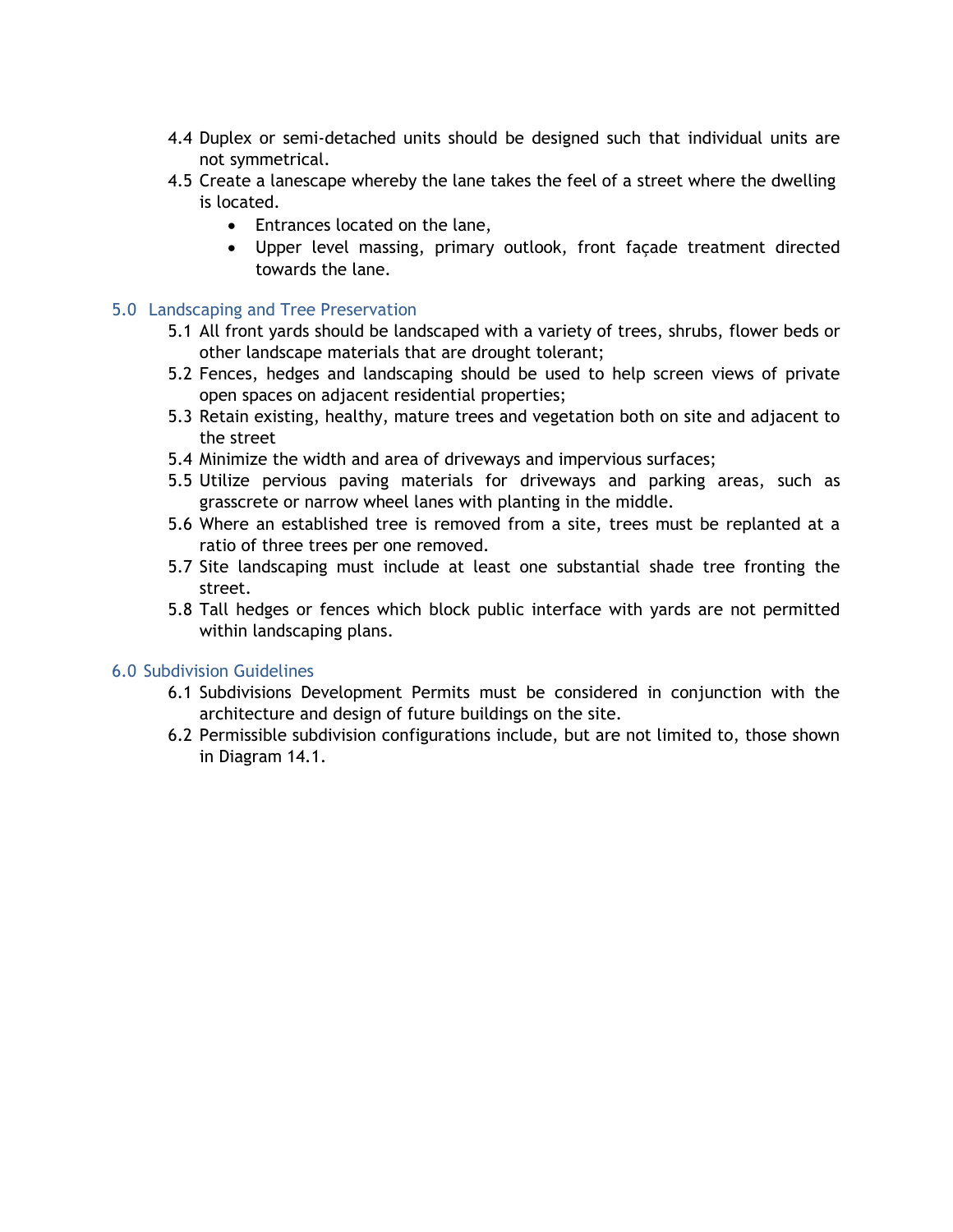4.4 Duplex or semi-detached units should be designed such that individual units are not symmetrical.

4.5 Create a lanescape whereby the lane takes the feel of a street where the dwelling is located.

- Entrances located on the lane,
- Upper level massing, primary outlook, front façade treatment directed towards the lane.

## 5.0 Landscaping and Tree Preservation

5.1 All front yards should be landscaped with a variety of trees, shrubs, flower beds or other landscape materials that are drought tolerant;

5.2 Fences, hedges and landscaping should be used to help screen views of private open spaces on adjacent residential properties;

5.3 Retain existing, healthy, mature trees and vegetation both on site and adjacent to the street

5.4 Minimize the width and area of driveways and impervious surfaces;

5.5 Utilize pervious paving materials for driveways and parking areas, such as grasscrete or narrow wheel lanes with planting in the middle.

5.6 Where an established tree is removed from a site, trees must be replanted at a ratio of three trees per one removed.

5.7 Site landscaping must include at least one substantial shade tree fronting the street.

5.8 Tall hedges or fences which block public interface with yards are not permitted within landscaping plans.

## 6.0 Subdivision Guidelines

6.1 Subdivisions Development Permits must be considered in conjunction with the architecture and design of future buildings on the site.

6.2 Permissible subdivision configurations include, but are not limited to, those shown in Diagram 14.1.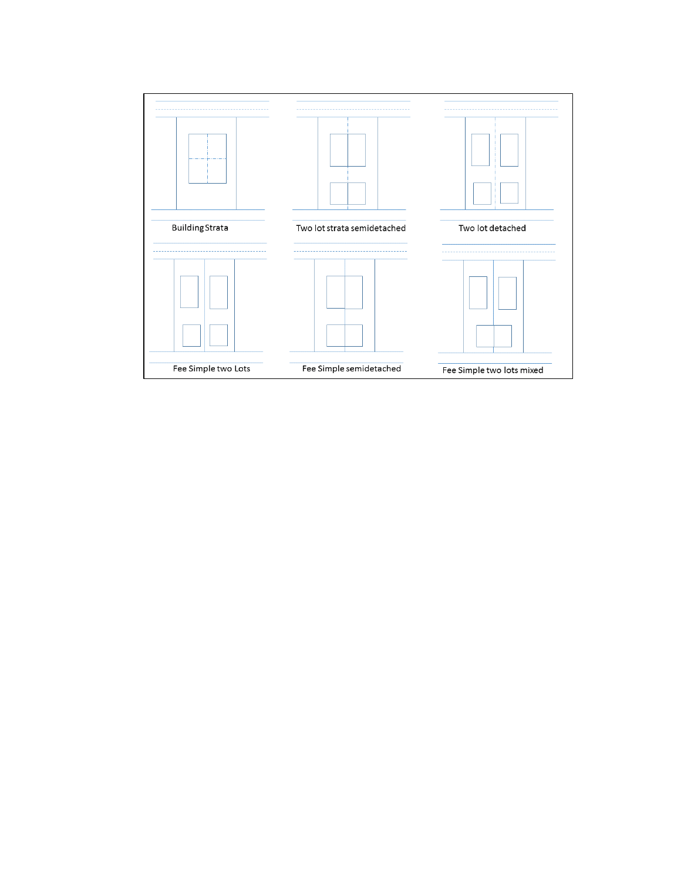Building Strata

Two lot strata semidetached

Two lot detached

Fee Simple two Lots

Fee Simple semidetached

Fee Simple two lots mixed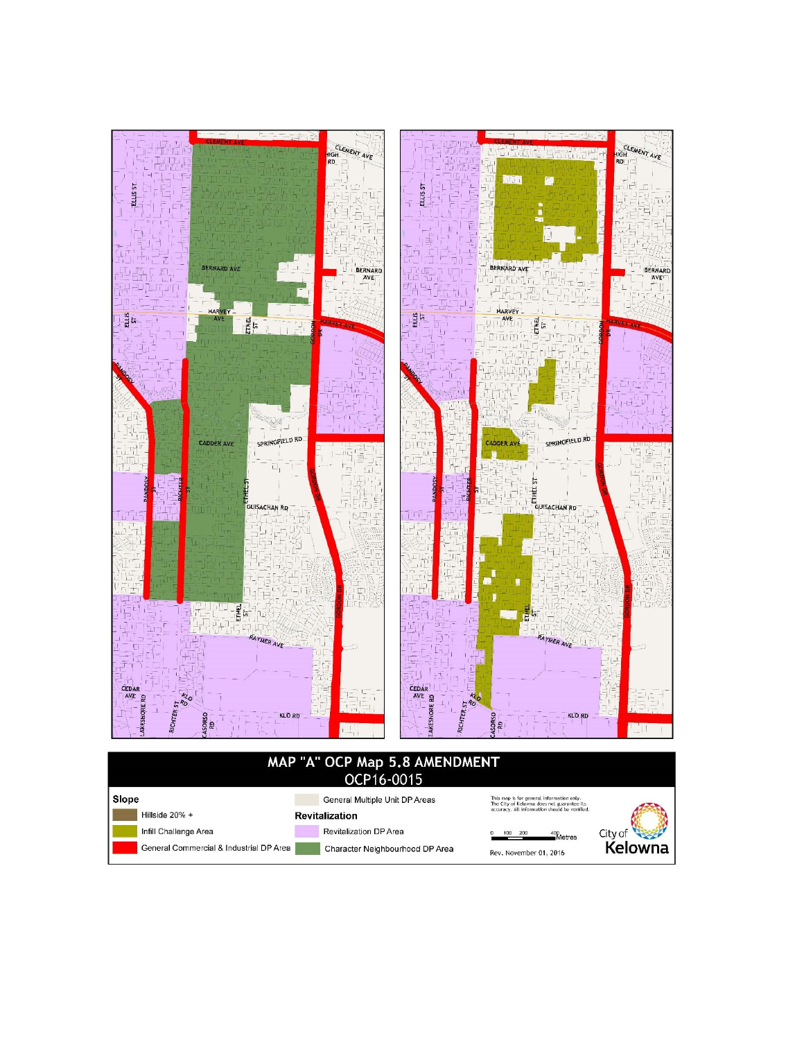# MAP "A" OCP Map 5.8 AMENDMENT

OCP16-0015

**Slope**

- Hillside 20% +
- Infill Challenge Area
- General Commercial & Industrial DP Area
- General Multiple Unit DP Areas

**Revitalization**

- Revitalization DP Area
- Character Neighbourhood DP Area

This map is for general information only. The City of Kelowna does not guarantee its accuracy. All information should be verified.

0 100 200 400 Metres

Rev. November 01, 2016

City of Kelowna